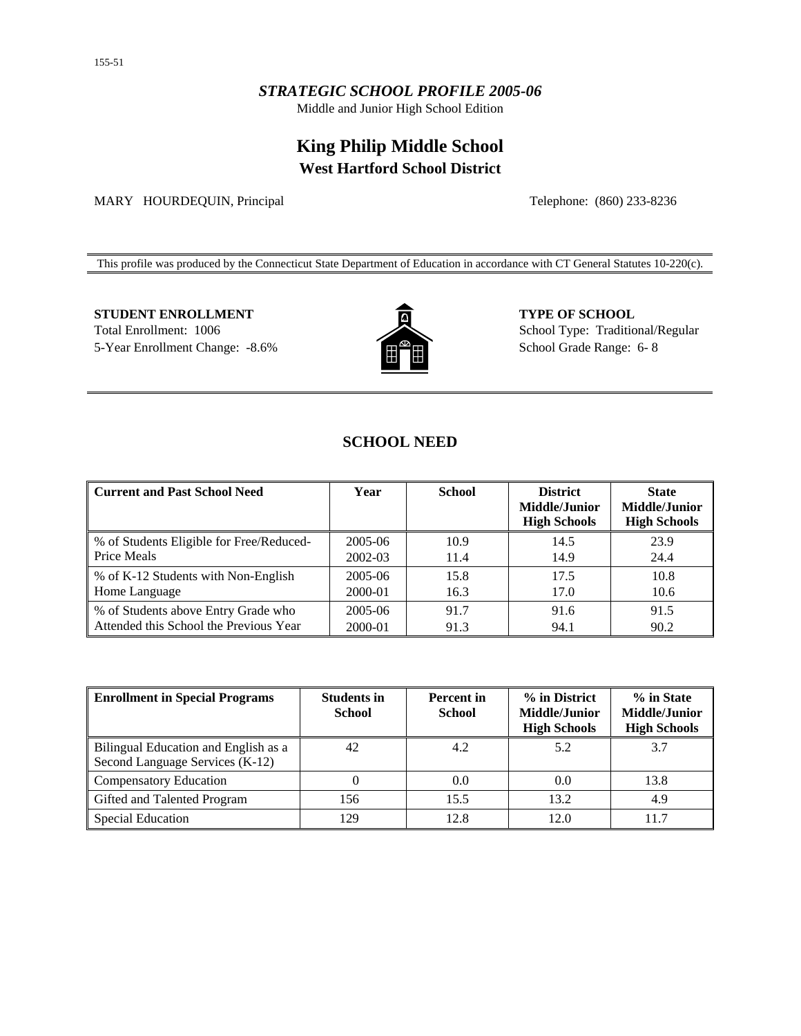155-51

*STRATEGIC SCHOOL PROFILE 2005-06*

Middle and Junior High School Edition

# King Philip Middle School

## West Hartford School District

MARY HOURDEQUIN, Principal

Telephone: (860) 233-8236

This profile was produced by the Connecticut State Department of Education in accordance with CT General Statutes 10-220(c).

**STUDENT ENROLLMENT**

Total Enrollment: 1006

5-Year Enrollment Change: -8.6%

**TYPE OF SCHOOL**

School Type: Traditional/Regular

School Grade Range: 6- 8

## SCHOOL NEED

| Current and Past School Need | Year | School | District Middle/Junior High Schools | State Middle/Junior High Schools |
|---|---|---|---|---|
| % of Students Eligible for Free/Reduced-Price Meals | 2005-06 | 10.9 | 14.5 | 23.9 |
| | 2002-03 | 11.4 | 14.9 | 24.4 |
| % of K-12 Students with Non-English Home Language | 2005-06 | 15.8 | 17.5 | 10.8 |
| | 2000-01 | 16.3 | 17.0 | 10.6 |
| % of Students above Entry Grade who Attended this School the Previous Year | 2005-06 | 91.7 | 91.6 | 91.5 |
| | 2000-01 | 91.3 | 94.1 | 90.2 |

| Enrollment in Special Programs | Students in School | Percent in School | % in District Middle/Junior High Schools | % in State Middle/Junior High Schools |
|---|---|---|---|---|
| Bilingual Education and English as a Second Language Services (K-12) | 42 | 4.2 | 5.2 | 3.7 |
| Compensatory Education | 0 | 0.0 | 0.0 | 13.8 |
| Gifted and Talented Program | 156 | 15.5 | 13.2 | 4.9 |
| Special Education | 129 | 12.8 | 12.0 | 11.7 |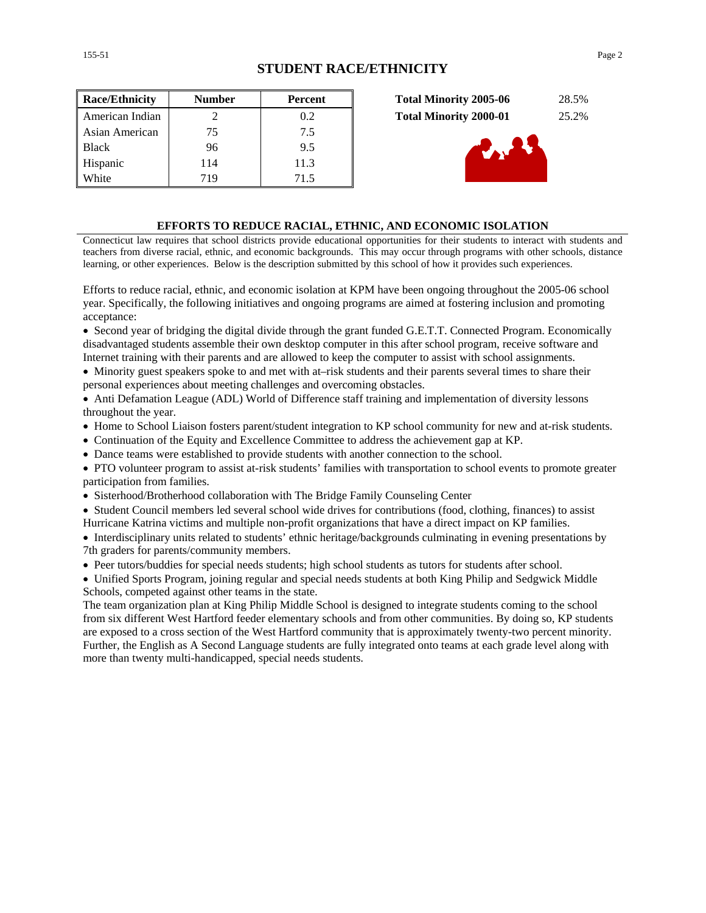## STUDENT RACE/ETHNICITY

| Race/Ethnicity | Number | Percent |
|---|---|---|
| American Indian | 2 | 0.2 |
| Asian American | 75 | 7.5 |
| Black | 96 | 9.5 |
| Hispanic | 114 | 11.3 |
| White | 719 | 71.5 |

| | |
|---|---|
| **Total Minority 2005-06** | 28.5% |
| **Total Minority 2000-01** | 25.2% |

### EFFORTS TO REDUCE RACIAL, ETHNIC, AND ECONOMIC ISOLATION

Connecticut law requires that school districts provide educational opportunities for their students to interact with students and teachers from diverse racial, ethnic, and economic backgrounds. This may occur through programs with other schools, distance learning, or other experiences. Below is the description submitted by this school of how it provides such experiences.

Efforts to reduce racial, ethnic, and economic isolation at KPM have been ongoing throughout the 2005-06 school year. Specifically, the following initiatives and ongoing programs are aimed at fostering inclusion and promoting acceptance:

- Second year of bridging the digital divide through the grant funded G.E.T.T. Connected Program. Economically disadvantaged students assemble their own desktop computer in this after school program, receive software and Internet training with their parents and are allowed to keep the computer to assist with school assignments.
- Minority guest speakers spoke to and met with at–risk students and their parents several times to share their personal experiences about meeting challenges and overcoming obstacles.
- Anti Defamation League (ADL) World of Difference staff training and implementation of diversity lessons throughout the year.
- Home to School Liaison fosters parent/student integration to KP school community for new and at-risk students.
- Continuation of the Equity and Excellence Committee to address the achievement gap at KP.
- Dance teams were established to provide students with another connection to the school.
- PTO volunteer program to assist at-risk students' families with transportation to school events to promote greater participation from families.
- Sisterhood/Brotherhood collaboration with The Bridge Family Counseling Center
- Student Council members led several school wide drives for contributions (food, clothing, finances) to assist Hurricane Katrina victims and multiple non-profit organizations that have a direct impact on KP families.
- Interdisciplinary units related to students' ethnic heritage/backgrounds culminating in evening presentations by 7th graders for parents/community members.
- Peer tutors/buddies for special needs students; high school students as tutors for students after school.
- Unified Sports Program, joining regular and special needs students at both King Philip and Sedgwick Middle Schools, competed against other teams in the state.

The team organization plan at King Philip Middle School is designed to integrate students coming to the school from six different West Hartford feeder elementary schools and from other communities. By doing so, KP students are exposed to a cross section of the West Hartford community that is approximately twenty-two percent minority. Further, the English as A Second Language students are fully integrated onto teams at each grade level along with more than twenty multi-handicapped, special needs students.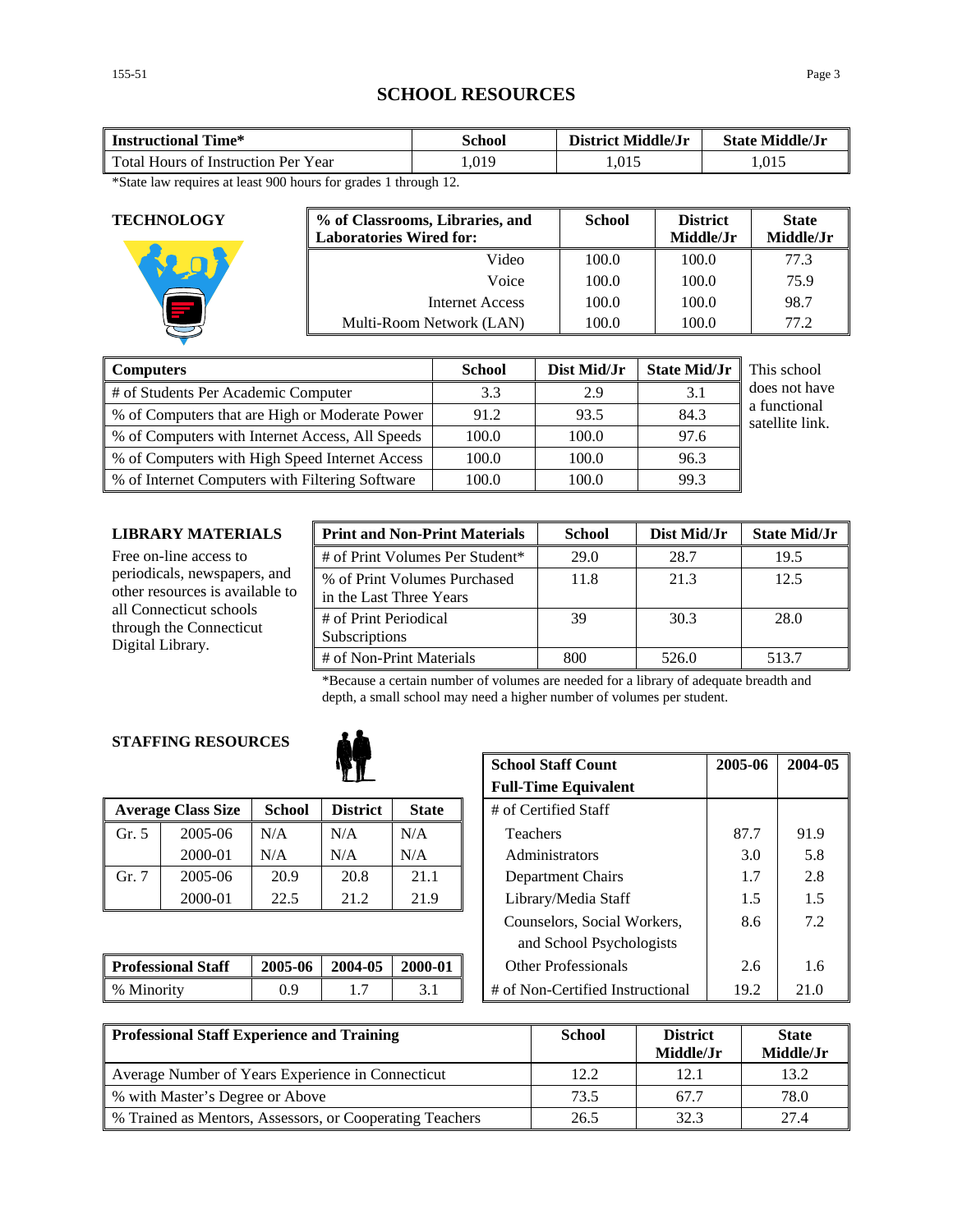# SCHOOL RESOURCES

| Instructional Time* | School | District Middle/Jr | State Middle/Jr |
|---|---|---|---|
| Total Hours of Instruction Per Year | 1,019 | 1,015 | 1,015 |

*State law requires at least 900 hours for grades 1 through 12.

## TECHNOLOGY

| % of Classrooms, Libraries, and Laboratories Wired for: | School | District Middle/Jr | State Middle/Jr |
|---|---|---|---|
| Video | 100.0 | 100.0 | 77.3 |
| Voice | 100.0 | 100.0 | 75.9 |
| Internet Access | 100.0 | 100.0 | 98.7 |
| Multi-Room Network (LAN) | 100.0 | 100.0 | 77.2 |

| Computers | School | Dist Mid/Jr | State Mid/Jr |
|---|---|---|---|
| # of Students Per Academic Computer | 3.3 | 2.9 | 3.1 |
| % of Computers that are High or Moderate Power | 91.2 | 93.5 | 84.3 |
| % of Computers with Internet Access, All Speeds | 100.0 | 100.0 | 97.6 |
| % of Computers with High Speed Internet Access | 100.0 | 100.0 | 96.3 |
| % of Internet Computers with Filtering Software | 100.0 | 100.0 | 99.3 |

This school does not have a functional satellite link.

## LIBRARY MATERIALS

Free on-line access to periodicals, newspapers, and other resources is available to all Connecticut schools through the Connecticut Digital Library.

| Print and Non-Print Materials | School | Dist Mid/Jr | State Mid/Jr |
|---|---|---|---|
| # of Print Volumes Per Student* | 29.0 | 28.7 | 19.5 |
| % of Print Volumes Purchased in the Last Three Years | 11.8 | 21.3 | 12.5 |
| # of Print Periodical Subscriptions | 39 | 30.3 | 28.0 |
| # of Non-Print Materials | 800 | 526.0 | 513.7 |

*Because a certain number of volumes are needed for a library of adequate breadth and depth, a small school may need a higher number of volumes per student.

## STAFFING RESOURCES

| Average Class Size | | School | District | State |
|---|---|---|---|---|
| Gr. 5 | 2005-06 | N/A | N/A | N/A |
| | 2000-01 | N/A | N/A | N/A |
| Gr. 7 | 2005-06 | 20.9 | 20.8 | 21.1 |
| | 2000-01 | 22.5 | 21.2 | 21.9 |

| Professional Staff | 2005-06 | 2004-05 | 2000-01 |
|---|---|---|---|
| % Minority | 0.9 | 1.7 | 3.1 |

| School Staff Count Full-Time Equivalent | 2005-06 | 2004-05 |
|---|---|---|
| # of Certified Staff | | |
| Teachers | 87.7 | 91.9 |
| Administrators | 3.0 | 5.8 |
| Department Chairs | 1.7 | 2.8 |
| Library/Media Staff | 1.5 | 1.5 |
| Counselors, Social Workers, and School Psychologists | 8.6 | 7.2 |
| Other Professionals | 2.6 | 1.6 |
| # of Non-Certified Instructional | 19.2 | 21.0 |

| Professional Staff Experience and Training | School | District Middle/Jr | State Middle/Jr |
|---|---|---|---|
| Average Number of Years Experience in Connecticut | 12.2 | 12.1 | 13.2 |
| % with Master's Degree or Above | 73.5 | 67.7 | 78.0 |
| % Trained as Mentors, Assessors, or Cooperating Teachers | 26.5 | 32.3 | 27.4 |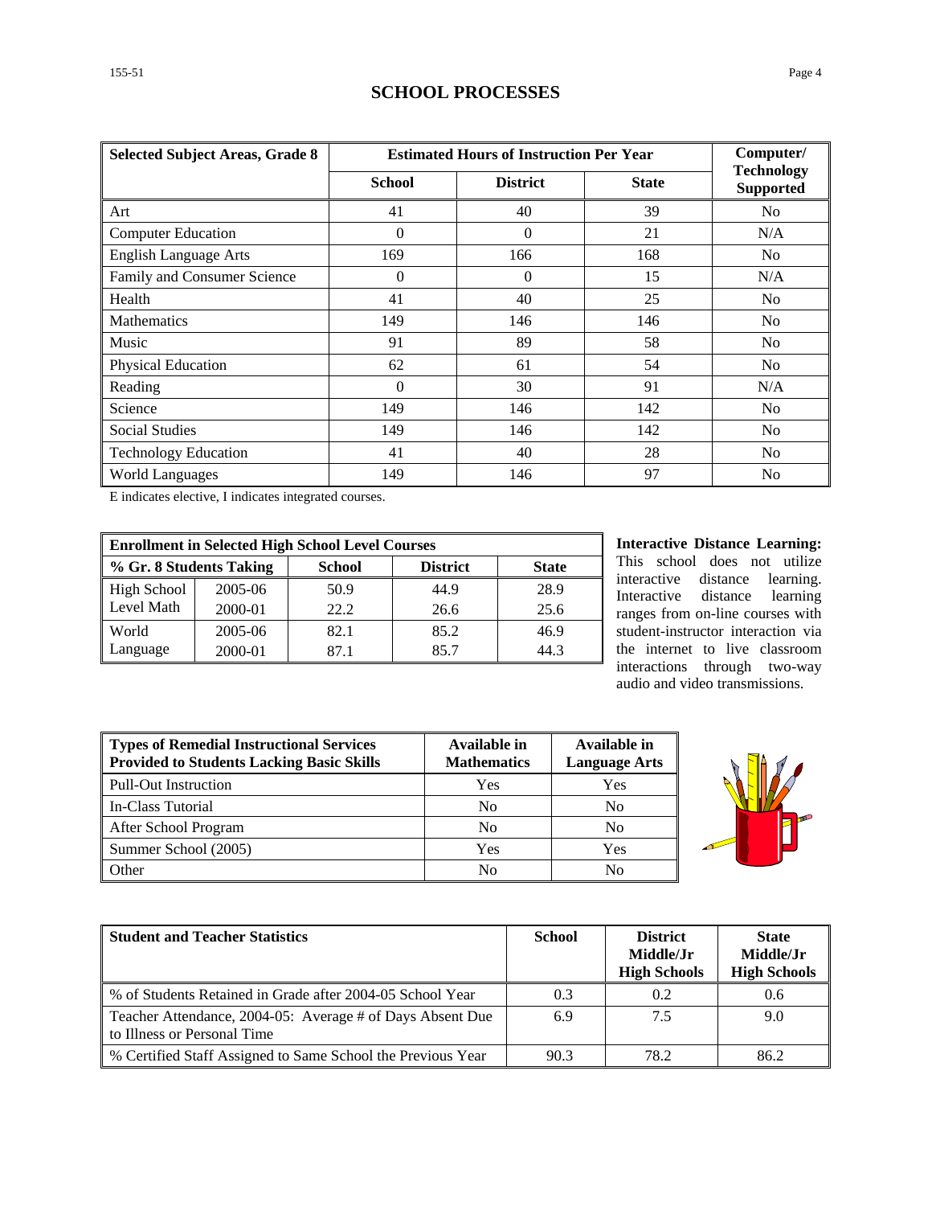# SCHOOL PROCESSES

| Selected Subject Areas, Grade 8 | Estimated Hours of Instruction Per Year | | | Computer/ Technology Supported |
|---|---|---|---|---|
| | School | District | State | |
| Art | 41 | 40 | 39 | No |
| Computer Education | 0 | 0 | 21 | N/A |
| English Language Arts | 169 | 166 | 168 | No |
| Family and Consumer Science | 0 | 0 | 15 | N/A |
| Health | 41 | 40 | 25 | No |
| Mathematics | 149 | 146 | 146 | No |
| Music | 91 | 89 | 58 | No |
| Physical Education | 62 | 61 | 54 | No |
| Reading | 0 | 30 | 91 | N/A |
| Science | 149 | 146 | 142 | No |
| Social Studies | 149 | 146 | 142 | No |
| Technology Education | 41 | 40 | 28 | No |
| World Languages | 149 | 146 | 97 | No |

E indicates elective, I indicates integrated courses.

| Enrollment in Selected High School Level Courses | | | | |
|---|---|---|---|---|
| % Gr. 8 Students Taking | | School | District | State |
| High School Level Math | 2005-06 | 50.9 | 44.9 | 28.9 |
| | 2000-01 | 22.2 | 26.6 | 25.6 |
| World Language | 2005-06 | 82.1 | 85.2 | 46.9 |
| | 2000-01 | 87.1 | 85.7 | 44.3 |

**Interactive Distance Learning:** This school does not utilize interactive distance learning. Interactive distance learning ranges from on-line courses with student-instructor interaction via the internet to live classroom interactions through two-way audio and video transmissions.

| Types of Remedial Instructional Services Provided to Students Lacking Basic Skills | Available in Mathematics | Available in Language Arts |
|---|---|---|
| Pull-Out Instruction | Yes | Yes |
| In-Class Tutorial | No | No |
| After School Program | No | No |
| Summer School (2005) | Yes | Yes |
| Other | No | No |

| Student and Teacher Statistics | School | District Middle/Jr High Schools | State Middle/Jr High Schools |
|---|---|---|---|
| % of Students Retained in Grade after 2004-05 School Year | 0.3 | 0.2 | 0.6 |
| Teacher Attendance, 2004-05: Average # of Days Absent Due to Illness or Personal Time | 6.9 | 7.5 | 9.0 |
| % Certified Staff Assigned to Same School the Previous Year | 90.3 | 78.2 | 86.2 |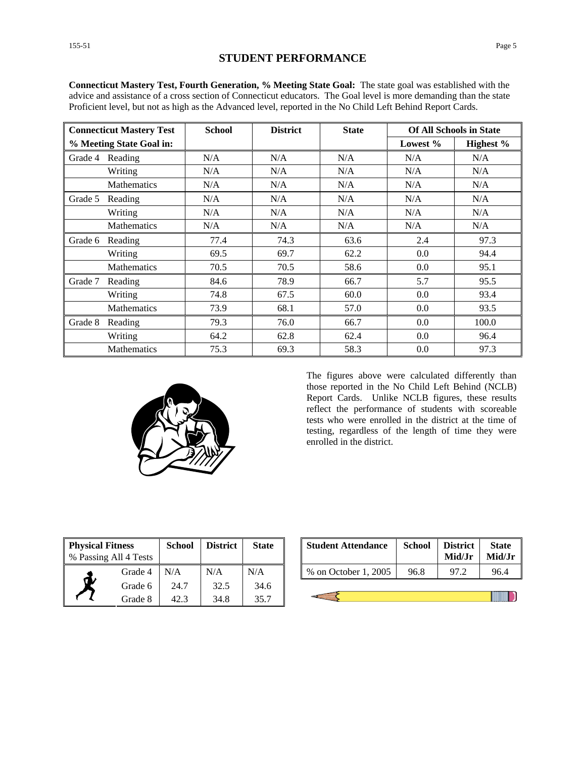# STUDENT PERFORMANCE

**Connecticut Mastery Test, Fourth Generation, % Meeting State Goal:** The state goal was established with the advice and assistance of a cross section of Connecticut educators. The Goal level is more demanding than the state Proficient level, but not as high as the Advanced level, reported in the No Child Left Behind Report Cards.

| Connecticut Mastery Test | | School | District | State | Of All Schools in State | |
|---|---|---|---|---|---|---|
| % Meeting State Goal in: | | | | | Lowest % | Highest % |
| Grade 4 | Reading | N/A | N/A | N/A | N/A | N/A |
| | Writing | N/A | N/A | N/A | N/A | N/A |
| | Mathematics | N/A | N/A | N/A | N/A | N/A |
| Grade 5 | Reading | N/A | N/A | N/A | N/A | N/A |
| | Writing | N/A | N/A | N/A | N/A | N/A |
| | Mathematics | N/A | N/A | N/A | N/A | N/A |
| Grade 6 | Reading | 77.4 | 74.3 | 63.6 | 2.4 | 97.3 |
| | Writing | 69.5 | 69.7 | 62.2 | 0.0 | 94.4 |
| | Mathematics | 70.5 | 70.5 | 58.6 | 0.0 | 95.1 |
| Grade 7 | Reading | 84.6 | 78.9 | 66.7 | 5.7 | 95.5 |
| | Writing | 74.8 | 67.5 | 60.0 | 0.0 | 93.4 |
| | Mathematics | 73.9 | 68.1 | 57.0 | 0.0 | 93.5 |
| Grade 8 | Reading | 79.3 | 76.0 | 66.7 | 0.0 | 100.0 |
| | Writing | 64.2 | 62.8 | 62.4 | 0.0 | 96.4 |
| | Mathematics | 75.3 | 69.3 | 58.3 | 0.0 | 97.3 |

The figures above were calculated differently than those reported in the No Child Left Behind (NCLB) Report Cards. Unlike NCLB figures, these results reflect the performance of students with scoreable tests who were enrolled in the district at the time of testing, regardless of the length of time they were enrolled in the district.

| Physical Fitness % Passing All 4 Tests | School | District | State |
|---|---|---|---|
| Grade 4 | N/A | N/A | N/A |
| Grade 6 | 24.7 | 32.5 | 34.6 |
| Grade 8 | 42.3 | 34.8 | 35.7 |

| Student Attendance | School | District Mid/Jr | State Mid/Jr |
|---|---|---|---|
| % on October 1, 2005 | 96.8 | 97.2 | 96.4 |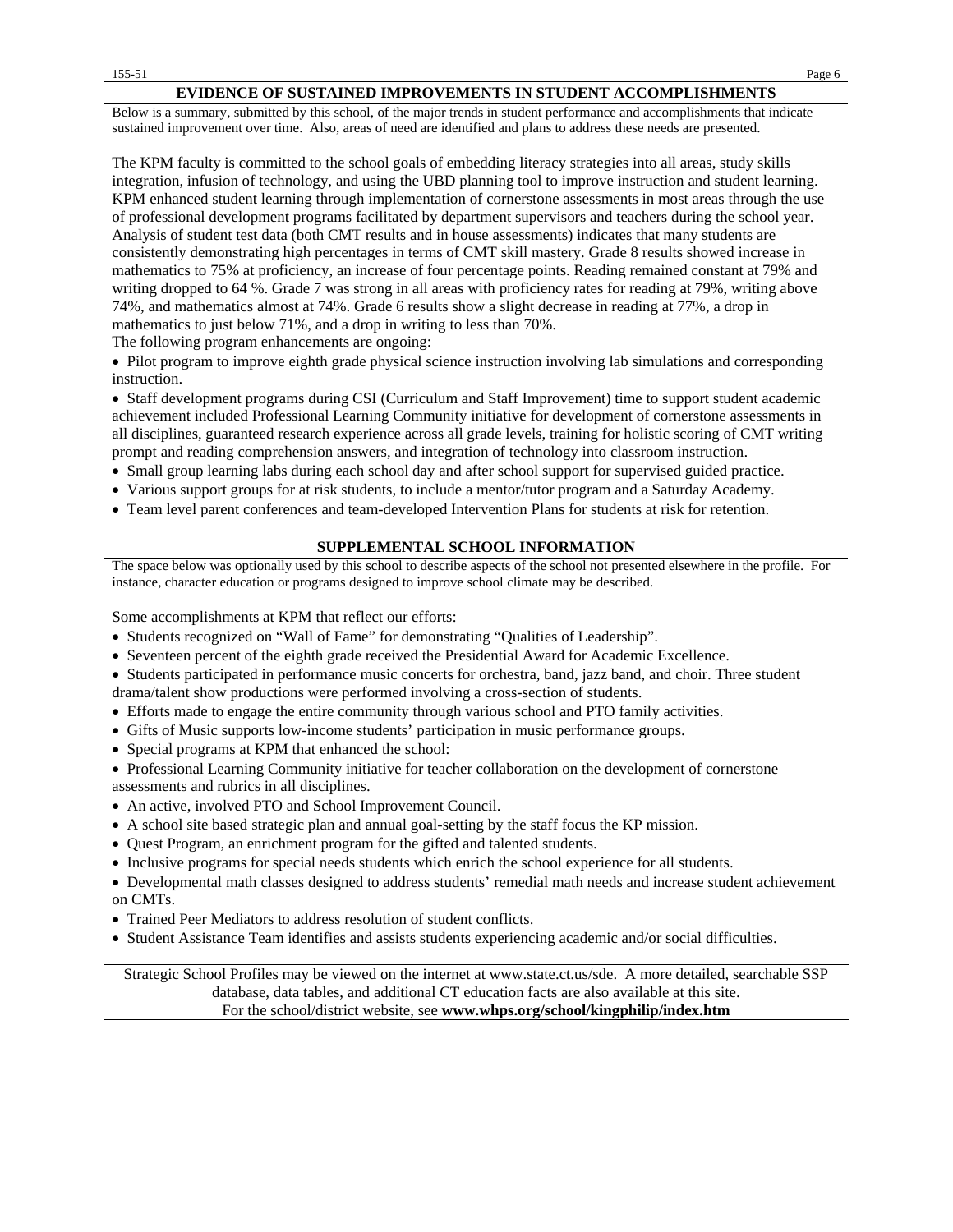## EVIDENCE OF SUSTAINED IMPROVEMENTS IN STUDENT ACCOMPLISHMENTS

Below is a summary, submitted by this school, of the major trends in student performance and accomplishments that indicate sustained improvement over time. Also, areas of need are identified and plans to address these needs are presented.

The KPM faculty is committed to the school goals of embedding literacy strategies into all areas, study skills integration, infusion of technology, and using the UBD planning tool to improve instruction and student learning. KPM enhanced student learning through implementation of cornerstone assessments in most areas through the use of professional development programs facilitated by department supervisors and teachers during the school year. Analysis of student test data (both CMT results and in house assessments) indicates that many students are consistently demonstrating high percentages in terms of CMT skill mastery. Grade 8 results showed increase in mathematics to 75% at proficiency, an increase of four percentage points. Reading remained constant at 79% and writing dropped to 64 %. Grade 7 was strong in all areas with proficiency rates for reading at 79%, writing above 74%, and mathematics almost at 74%. Grade 6 results show a slight decrease in reading at 77%, a drop in mathematics to just below 71%, and a drop in writing to less than 70%.

The following program enhancements are ongoing:

- Pilot program to improve eighth grade physical science instruction involving lab simulations and corresponding instruction.
- Staff development programs during CSI (Curriculum and Staff Improvement) time to support student academic achievement included Professional Learning Community initiative for development of cornerstone assessments in all disciplines, guaranteed research experience across all grade levels, training for holistic scoring of CMT writing prompt and reading comprehension answers, and integration of technology into classroom instruction.
- Small group learning labs during each school day and after school support for supervised guided practice.
- Various support groups for at risk students, to include a mentor/tutor program and a Saturday Academy.
- Team level parent conferences and team-developed Intervention Plans for students at risk for retention.

## SUPPLEMENTAL SCHOOL INFORMATION

The space below was optionally used by this school to describe aspects of the school not presented elsewhere in the profile. For instance, character education or programs designed to improve school climate may be described.

Some accomplishments at KPM that reflect our efforts:

- Students recognized on "Wall of Fame" for demonstrating "Qualities of Leadership".
- Seventeen percent of the eighth grade received the Presidential Award for Academic Excellence.
- Students participated in performance music concerts for orchestra, band, jazz band, and choir. Three student drama/talent show productions were performed involving a cross-section of students.
- Efforts made to engage the entire community through various school and PTO family activities.
- Gifts of Music supports low-income students' participation in music performance groups.
- Special programs at KPM that enhanced the school:
- Professional Learning Community initiative for teacher collaboration on the development of cornerstone assessments and rubrics in all disciplines.
- An active, involved PTO and School Improvement Council.
- A school site based strategic plan and annual goal-setting by the staff focus the KP mission.
- Quest Program, an enrichment program for the gifted and talented students.
- Inclusive programs for special needs students which enrich the school experience for all students.
- Developmental math classes designed to address students' remedial math needs and increase student achievement on CMTs.
- Trained Peer Mediators to address resolution of student conflicts.
- Student Assistance Team identifies and assists students experiencing academic and/or social difficulties.

Strategic School Profiles may be viewed on the internet at www.state.ct.us/sde. A more detailed, searchable SSP database, data tables, and additional CT education facts are also available at this site.
For the school/district website, see **www.whps.org/school/kingphilip/index.htm**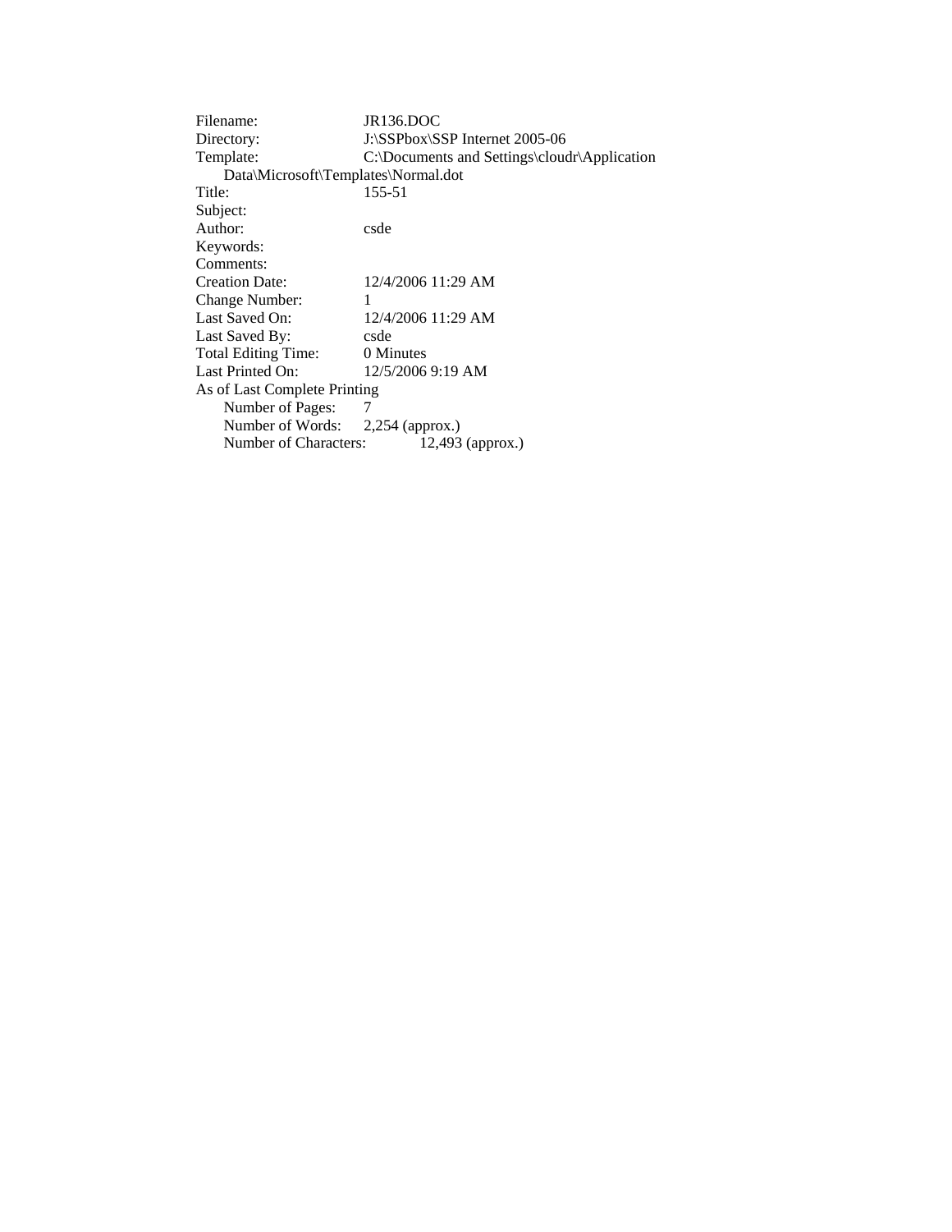Filename: JR136.DOC
Directory: J:\SSPbox\SSP Internet 2005-06
Template: C:\Documents and Settings\cloudr\Application Data\Microsoft\Templates\Normal.dot
Title: 155-51
Subject:
Author: csde
Keywords:
Comments:
Creation Date: 12/4/2006 11:29 AM
Change Number: 1
Last Saved On: 12/4/2006 11:29 AM
Last Saved By: csde
Total Editing Time: 0 Minutes
Last Printed On: 12/5/2006 9:19 AM
As of Last Complete Printing
Number of Pages: 7
Number of Words: 2,254 (approx.)
Number of Characters: 12,493 (approx.)